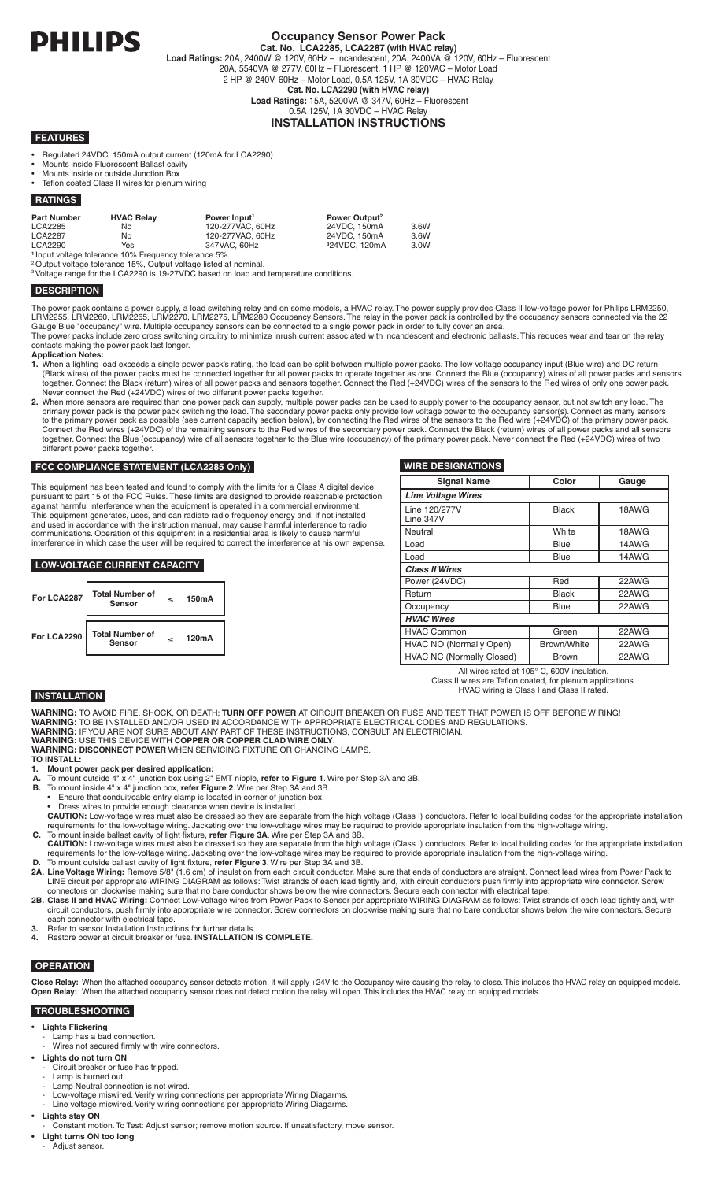# PHILIPS

## Occupancy Sensor Power Pack

**Cat. No. LCA2285, LCA2287 (with HVAC relay)**

**Load Ratings:** 20A, 2400W @ 120V, 60Hz – Incandescent, 20A, 2400VA @ 120V, 60Hz – Fluorescent
20A, 5540VA @ 277V, 60Hz – Fluorescent, 1 HP @ 120VAC – Motor Load
2 HP @ 240V, 60Hz – Motor Load, 0.5A 125V, 1A 30VDC – HVAC Relay

**Cat. No. LCA2290 (with HVAC relay)**

**Load Ratings:** 15A, 5200VA @ 347V, 60Hz – Fluorescent
0.5A 125V, 1A 30VDC – HVAC Relay

## INSTALLATION INSTRUCTIONS

### FEATURES

- Regulated 24VDC, 150mA output current (120mA for LCA2290)
- Mounts inside Fluorescent Ballast cavity
- Mounts inside or outside Junction Box
- Teflon coated Class II wires for plenum wiring

### RATINGS

| Part Number | HVAC Relay | Power Input[1] | Power Output[2] | |
|---|---|---|---|---|
| LCA2285 | No | 120-277VAC, 60Hz | 24VDC, 150mA | 3.6W |
| LCA2287 | No | 120-277VAC, 60Hz | 24VDC, 150mA | 3.6W |
| LCA2290 | Yes | 347VAC, 60Hz | [3]24VDC, 120mA | 3.0W |

[1] Input voltage tolerance 10% Frequency tolerance 5%.
[2] Output voltage tolerance 15%, Output voltage listed at nominal.
[3] Voltage range for the LCA2290 is 19-27VDC based on load and temperature conditions.

### DESCRIPTION

The power pack contains a power supply, a load switching relay and on some models, a HVAC relay. The power supply provides Class II low-voltage power for Philips LRM2250, LRM2255, LRM2260, LRM2265, LRM2270, LRM2275, LRM2280 Occupancy Sensors. The relay in the power pack is controlled by the occupancy sensors connected via the 22 Gauge Blue "occupancy" wire. Multiple occupancy sensors can be connected to a single power pack in order to fully cover an area.

The power pack includes zero cross switching circuitry to minimize inrush current associated with incandescent and electronic ballasts. This reduces wear and tear on the relay contacts making the power pack last longer.

**Application Notes:**

1. When a lighting load exceeds a single power pack's rating, the load can be split between multiple power packs. The low voltage occupancy input (Blue wire) and DC return (Black wires) of the power packs must be connected together for all power packs to operate together as one. Connect the Blue (occupancy) wires of all power packs and sensors together. Connect the Black (return) wires of all power packs and sensors together. Connect the Red (+24VDC) wires of the sensors to the Red wires of only one power pack. Never connect the Red (+24VDC) wires of two different power packs together.
2. When more sensors are required than one power pack can supply, multiple power packs can be used to supply power to the occupancy sensor, but not switch any load. The primary power pack is the power pack switching the load. The secondary power packs only provide low voltage power to the occupancy sensor(s). Connect as many sensors to the primary power pack as possible (see current capacity section below), by connecting the Red wires of the sensors to the Red wire (+24VDC) of the primary power pack. Connect the Red wires (+24VDC) of the remaining sensors to the Red wires of the secondary power pack. Connect the Black (return) wires of all power packs and all sensors together. Connect the Blue (occupancy) wire of all sensors together to the Blue wire (occupancy) of the primary power pack. Never connect the Red (+24VDC) wires of two different power packs together.

### FCC COMPLIANCE STATEMENT (LCA2285 Only)

This equipment has been tested and found to comply with the limits for a Class A digital device, pursuant to part 15 of the FCC Rules. These limits are designed to provide reasonable protection against harmful interference when the equipment is operated in a commercial environment. This equipment generates, uses, and can radiate radio frequency energy and, if not installed and used in accordance with the instruction manual, may cause harmful interference to radio communications. Operation of this equipment in a residential area is likely to cause harmful interference in which case the user will be required to correct the interference at his own expense.

### LOW-VOLTAGE CURRENT CAPACITY

| | | | |
|---|---|---|---|
| For LCA2287 | Total Number of Sensor | ≤ | 150mA |
| For LCA2290 | Total Number of Sensor | ≤ | 120mA |

### WIRE DESIGNATIONS

| Signal Name | Color | Gauge |
|---|---|---|
| ***Line Voltage Wires*** | | |
| Line 120/277V Line 347V | Black | 18AWG |
| Neutral | White | 18AWG |
| Load | Blue | 14AWG |
| Load | Blue | 14AWG |
| ***Class II Wires*** | | |
| Power (24VDC) | Red | 22AWG |
| Return | Black | 22AWG |
| Occupancy | Blue | 22AWG |
| ***HVAC Wires*** | | |
| HVAC Common | Green | 22AWG |
| HVAC NO (Normally Open) | Brown/White | 22AWG |
| HVAC NC (Normally Closed) | Brown | 22AWG |

All wires rated at 105° C, 600V insulation.
Class II wires are Teflon coated, for plenum applications.
HVAC wiring is Class I and Class II rated.

### INSTALLATION

**WARNING:** TO AVOID FIRE, SHOCK, OR DEATH; **TURN OFF POWER** AT CIRCUIT BREAKER OR FUSE AND TEST THAT POWER IS OFF BEFORE WIRING!
**WARNING:** TO BE INSTALLED AND/OR USED IN ACCORDANCE WITH APPROPRIATE ELECTRICAL CODES AND REGULATIONS.
**WARNING:** IF YOU ARE NOT SURE ABOUT ANY PART OF THESE INSTRUCTIONS, CONSULT AN ELECTRICIAN.
**WARNING:** USE THIS DEVICE WITH **COPPER OR COPPER CLAD WIRE ONLY**.
**WARNING: DISCONNECT POWER** WHEN SERVICING FIXTURE OR CHANGING LAMPS.

**TO INSTALL:**

1. **Mount power pack per desired application:**
   - **A.** To mount outside 4" x 4" junction box using 2" EMT nipple, **refer to Figure 1**. Wire per Step 3A and 3B.
   - **B.** To mount inside 4" x 4" junction box, **refer Figure 2**. Wire per Step 3A and 3B.
     - Ensure that conduit/cable entry clamp is located in corner of junction box.
     - Dress wires to provide enough clearance when device is installed.

     **CAUTION:** Low-voltage wires must also be dressed so they are separate from the high voltage (Class I) conductors. Refer to local building codes for the appropriate installation requirements for the low-voltage wiring. Jacketing over the low-voltage wires may be required to provide appropriate insulation from the high-voltage wiring.
   - **C.** To mount inside ballast cavity of light fixture, **refer Figure 3A**. Wire per Step 3A and 3B.
     **CAUTION:** Low-voltage wires must also be dressed so they are separate from the high voltage (Class I) conductors. Refer to local building codes for the appropriate installation requirements for the low-voltage wiring. Jacketing over the low-voltage wires may be required to provide appropriate insulation from the high-voltage wiring.
   - **D.** To mount outside ballast cavity of light fixture, **refer Figure 3**. Wire per Step 3A and 3B.

**2A. Line Voltage Wiring:** Remove 5/8" (1.6 cm) of insulation from each circuit conductor. Make sure that ends of conductors are straight. Connect lead wires from Power Pack to LINE circuit per appropriate WIRING DIAGRAM as follows: Twist strands of each lead tightly and, with circuit conductors push firmly into appropriate wire connector. Screw connectors on clockwise making sure that no bare conductor shows below the wire connectors. Secure each connector with electrical tape.

**2B. Class II and HVAC Wiring:** Connect Low-Voltage wires from Power Pack to Sensor per appropriate WIRING DIAGRAM as follows: Twist strands of each lead tightly and, with circuit conductors, push firmly into appropriate wire connector. Screw connectors on clockwise making sure that no bare conductor shows below the wire connectors. Secure each connector with electrical tape.

3. Refer to sensor Installation Instructions for further details.
4. Restore power at circuit breaker or fuse. **INSTALLATION IS COMPLETE.**

### OPERATION

**Close Relay:** When the attached occupancy sensor detects motion, it will apply +24V to the Occupancy wire causing the relay to close. This includes the HVAC relay on equipped models.
**Open Relay:** When the attached occupancy sensor does not detect motion the relay will open. This includes the HVAC relay on equipped models.

### TROUBLESHOOTING

- **Lights Flickering**
  - Lamp has a bad connection.
  - Wires not secured firmly with wire connectors.
- **Lights do not turn ON**
  - Circuit breaker or fuse has tripped.
  - Lamp is burned out.
  - Lamp Neutral connection is not wired.
  - Low-voltage miswired. Verify wiring connections per appropriate Wiring Diagarms.
  - Line voltage miswired. Verify wiring connections per appropriate Wiring Diagarms.
- **Lights stay ON**
  - Constant motion. To Test: Adjust sensor; remove motion source. If unsatisfactory, move sensor.
- **Light turns ON too long**
  - Adjust sensor.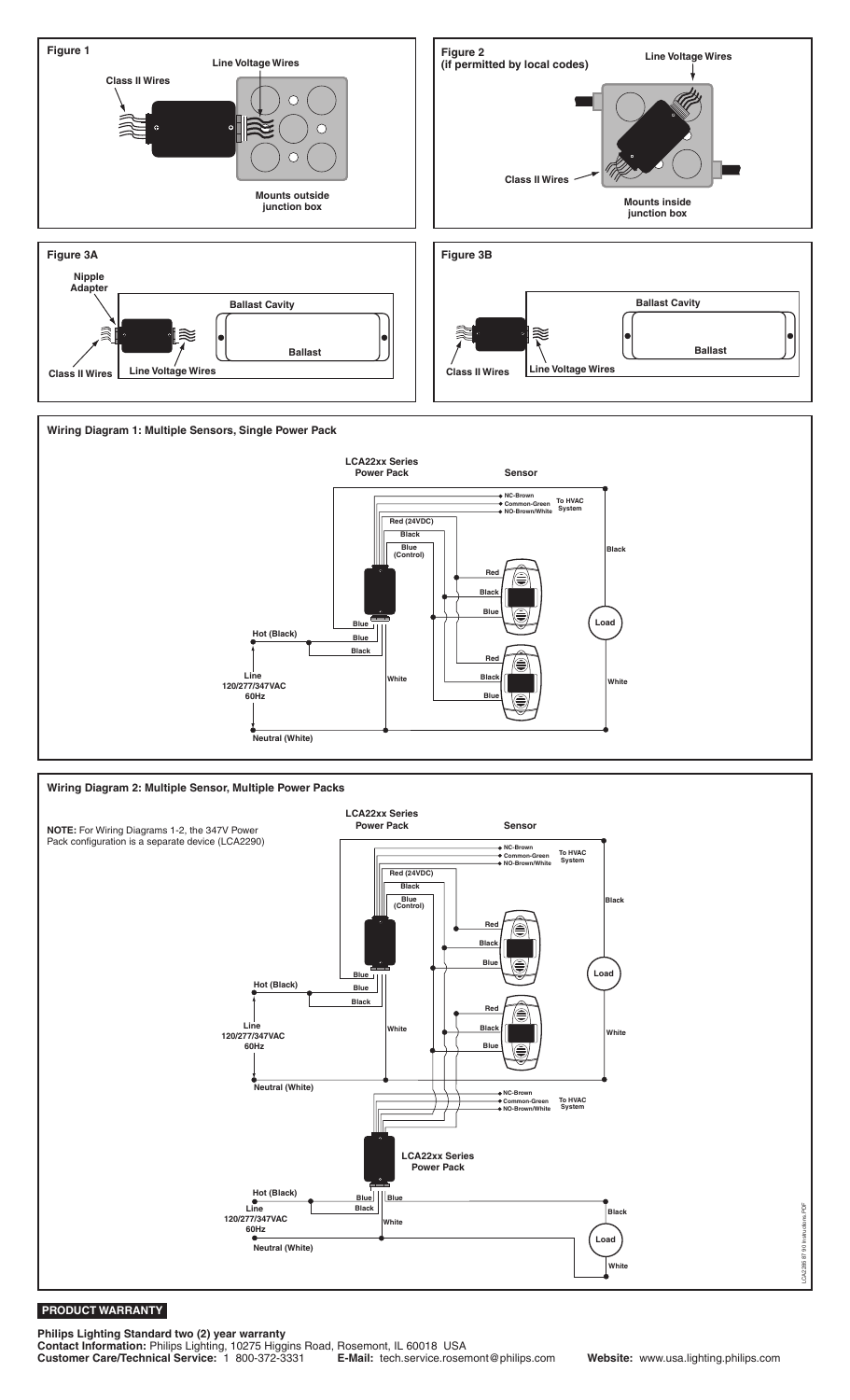**Figure 1**

Class II Wires

Line Voltage Wires

Mounts outside junction box

**Figure 2**
**(if permitted by local codes)**

Line Voltage Wires

Class II Wires

Mounts inside junction box

**Figure 3A**

Nipple Adapter

Ballast Cavity

Ballast

Class II Wires

Line Voltage Wires

**Figure 3B**

Ballast Cavity

Ballast

Class II Wires

Line Voltage Wires

**Wiring Diagram 1: Multiple Sensors, Single Power Pack**

LCA22xx Series Power Pack

Sensor

NC-Brown
Common-Green
NO-Brown/White
To HVAC System

Red (24VDC)
Black
Blue (Control)

Red
Black
Blue

Red
Black
Blue

Black

Load

White

Blue
Blue
Black

Hot (Black)

Line
120/277/347VAC
60Hz

White

Neutral (White)

**Wiring Diagram 2: Multiple Sensor, Multiple Power Packs**

**NOTE:** For Wiring Diagrams 1-2, the 347V Power Pack configuration is a separate device (LCA2290)

LCA22xx Series Power Pack

Sensor

NC-Brown
Common-Green
NO-Brown/White
To HVAC System

Red (24VDC)
Black
Blue (Control)

Red
Black
Blue

Red
Black
Blue

Black

Load

White

Blue
Blue
Black

Hot (Black)

Line
120/277/347VAC
60Hz

White

Neutral (White)

NC-Brown
Common-Green
NO-Brown/White
To HVAC System

LCA22xx Series Power Pack

Hot (Black)
Line
120/277/347VAC
60Hz

Blue
Black
Blue
White

Neutral (White)

Black

Load

White

## PRODUCT WARRANTY

**Philips Lighting Standard two (2) year warranty**
**Contact Information:** Philips Lighting, 10275 Higgins Road, Rosemont, IL 60018 USA
**Customer Care/Technical Service:** 1 800-372-3331 **E-Mail:** tech.service.rosemont@philips.com **Website:** www.usa.lighting.philips.com